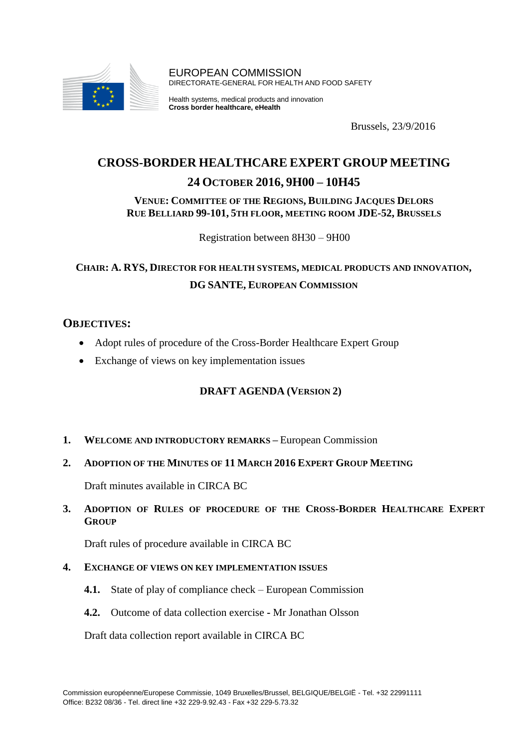EUROPEAN COMMISSION
DIRECTORATE-GENERAL FOR HEALTH AND FOOD SAFETY

Health systems, medical products and innovation
**Cross border healthcare, eHealth**

Brussels, 23/9/2016

# CROSS-BORDER HEALTHCARE EXPERT GROUP MEETING

## 24 OCTOBER 2016, 9H00 – 10H45

**VENUE: COMMITTEE OF THE REGIONS, BUILDING JACQUES DELORS RUE BELLIARD 99-101, 5TH FLOOR, MEETING ROOM JDE-52, BRUSSELS**

Registration between 8H30 – 9H00

**CHAIR: A. RYS, DIRECTOR FOR HEALTH SYSTEMS, MEDICAL PRODUCTS AND INNOVATION, DG SANTE, EUROPEAN COMMISSION**

## OBJECTIVES:

- Adopt rules of procedure of the Cross-Border Healthcare Expert Group
- Exchange of views on key implementation issues

## DRAFT AGENDA (VERSION 2)

1. **WELCOME AND INTRODUCTORY REMARKS –** European Commission

2. **ADOPTION OF THE MINUTES OF 11 MARCH 2016 EXPERT GROUP MEETING**

   Draft minutes available in CIRCA BC

3. **ADOPTION OF RULES OF PROCEDURE OF THE CROSS-BORDER HEALTHCARE EXPERT GROUP**

   Draft rules of procedure available in CIRCA BC

4. **EXCHANGE OF VIEWS ON KEY IMPLEMENTATION ISSUES**

   **4.1.** State of play of compliance check – European Commission

   **4.2.** Outcome of data collection exercise - Mr Jonathan Olsson

   Draft data collection report available in CIRCA BC

Commission européenne/Europese Commissie, 1049 Bruxelles/Brussel, BELGIQUE/BELGIË - Tel. +32 22991111
Office: B232 08/36 - Tel. direct line +32 229-9.92.43 - Fax +32 229-5.73.32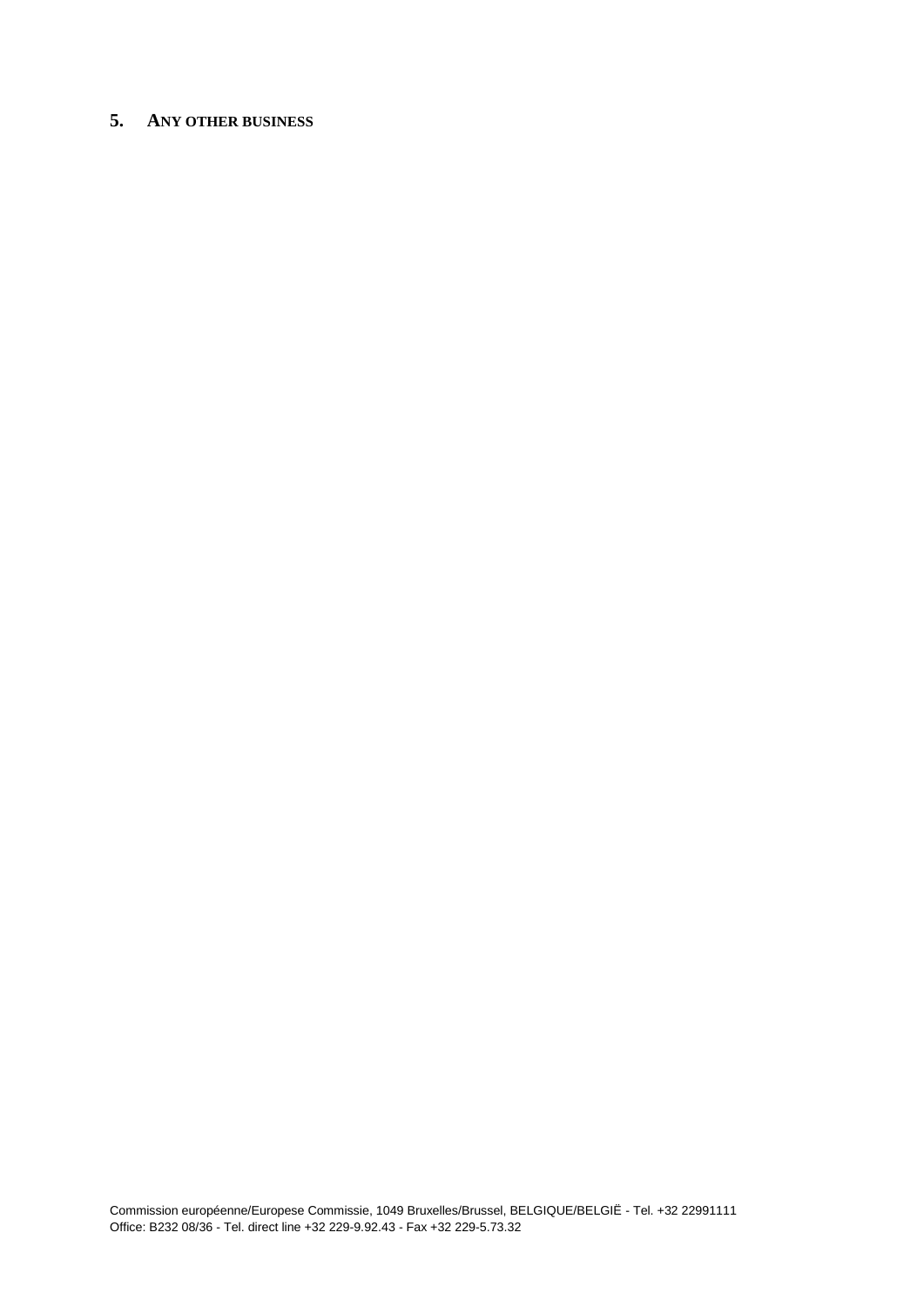## 5. ANY OTHER BUSINESS

Commission européenne/Europese Commissie, 1049 Bruxelles/Brussel, BELGIQUE/BELGIË - Tel. +32 22991111
Office: B232 08/36 - Tel. direct line +32 229-9.92.43 - Fax +32 229-5.73.32